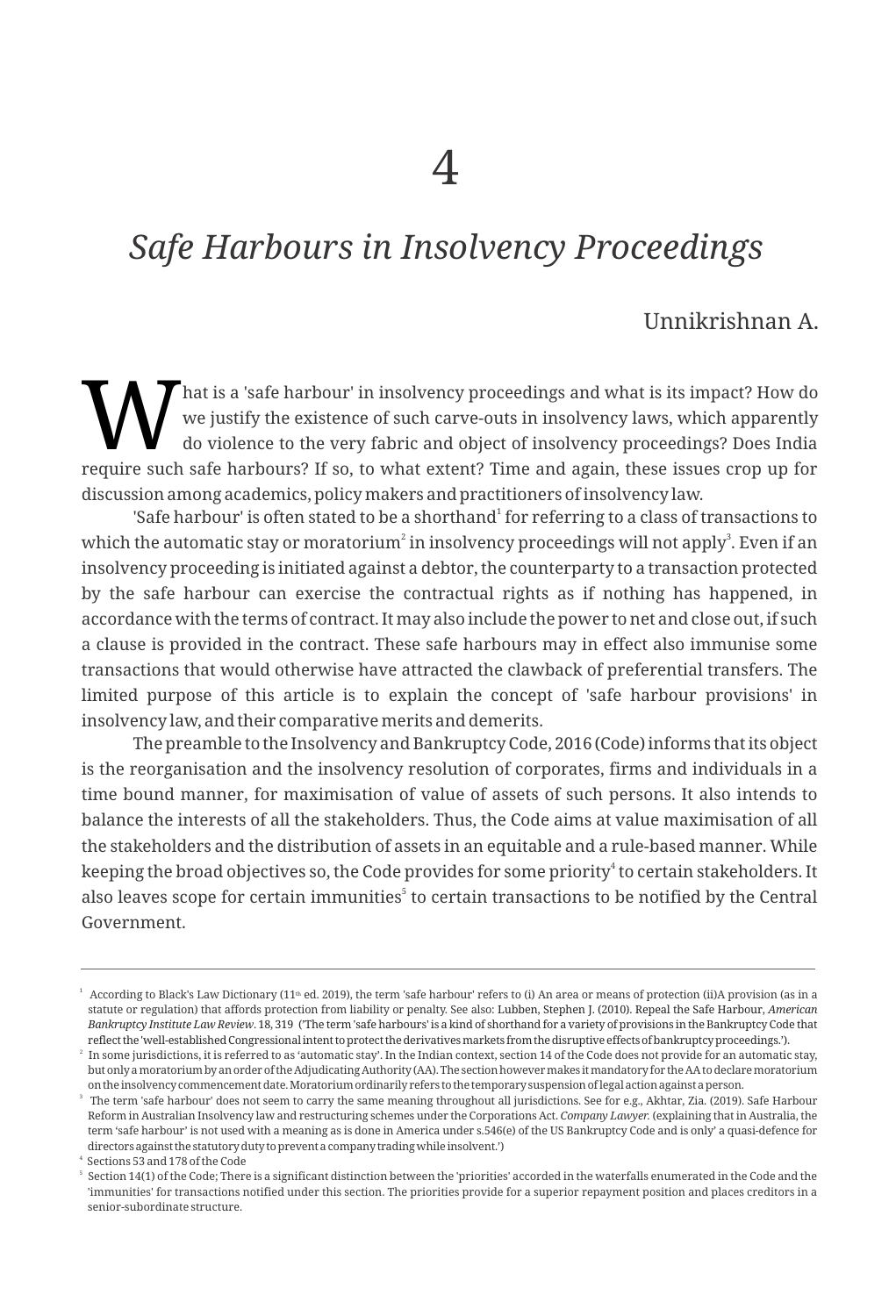# 4

## *Safe Harbours in Insolvency Proceedings*

Unnikrishnan A.

What is a 'safe harbour' in insolvency proceedings and what is its impact? How do we justify the existence of such carve-outs in insolvency laws, which apparently do violence to the very fabric and object of insolvency proceedings? Does India require such safe harbours? If so, to what extent? Time and again, these issues crop up for discussion among academics, policy makers and practitioners of insolvency law.

'Safe harbour' is often stated to be a shorthand[1] for referring to a class of transactions to which the automatic stay or moratorium[2] in insolvency proceedings will not apply[3]. Even if an insolvency proceeding is initiated against a debtor, the counterparty to a transaction protected by the safe harbour can exercise the contractual rights as if nothing has happened, in accordance with the terms of contract. It may also include the power to net and close out, if such a clause is provided in the contract. These safe harbours may in effect also immunise some transactions that would otherwise have attracted the clawback of preferential transfers. The limited purpose of this article is to explain the concept of 'safe harbour provisions' in insolvency law, and their comparative merits and demerits.

The preamble to the Insolvency and Bankruptcy Code, 2016 (Code) informs that its object is the reorganisation and the insolvency resolution of corporates, firms and individuals in a time bound manner, for maximisation of value of assets of such persons. It also intends to balance the interests of all the stakeholders. Thus, the Code aims at value maximisation of all the stakeholders and the distribution of assets in an equitable and a rule-based manner. While keeping the broad objectives so, the Code provides for some priority[4] to certain stakeholders. It also leaves scope for certain immunities[5] to certain transactions to be notified by the Central Government.

---

[1] According to Black's Law Dictionary (11th ed. 2019), the term 'safe harbour' refers to (i) An area or means of protection (ii)A provision (as in a statute or regulation) that affords protection from liability or penalty. See also: Lubben, Stephen J. (2010). Repeal the Safe Harbour, *American Bankruptcy Institute Law Review*. 18, 319 ('The term 'safe harbours' is a kind of shorthand for a variety of provisions in the Bankruptcy Code that reflect the 'well-established Congressional intent to protect the derivatives markets from the disruptive effects of bankruptcy proceedings.').

[2] In some jurisdictions, it is referred to as 'automatic stay'. In the Indian context, section 14 of the Code does not provide for an automatic stay, but only a moratorium by an order of the Adjudicating Authority (AA). The section however makes it mandatory for the AA to declare moratorium on the insolvency commencement date. Moratorium ordinarily refers to the temporary suspension of legal action against a person.

[3] The term 'safe harbour' does not seem to carry the same meaning throughout all jurisdictions. See for e.g., Akhtar, Zia. (2019). Safe Harbour Reform in Australian Insolvency law and restructuring schemes under the Corporations Act. *Company Lawyer.* (explaining that in Australia, the term 'safe harbour' is not used with a meaning as is done in America under s.546(e) of the US Bankruptcy Code and is only' a quasi-defence for directors against the statutory duty to prevent a company trading while insolvent.')

[4] Sections 53 and 178 of the Code

[5] Section 14(1) of the Code; There is a significant distinction between the 'priorities' accorded in the waterfalls enumerated in the Code and the 'immunities' for transactions notified under this section. The priorities provide for a superior repayment position and places creditors in a senior-subordinate structure.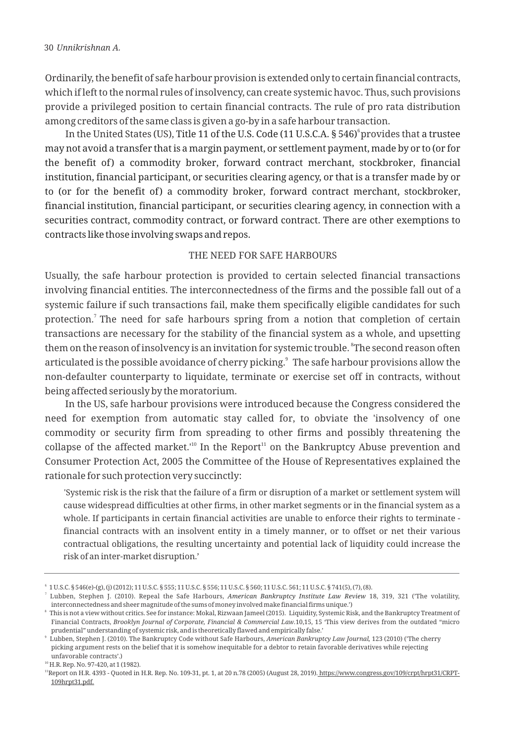Ordinarily, the benefit of safe harbour provision is extended only to certain financial contracts, which if left to the normal rules of insolvency, can create systemic havoc. Thus, such provisions provide a privileged position to certain financial contracts. The rule of pro rata distribution among creditors of the same class is given a go-by in a safe harbour transaction.

In the United States (US), Title 11 of the U.S. Code (11 U.S.C.A. § 546)[6] provides that a trustee may not avoid a transfer that is a margin payment, or settlement payment, made by or to (or for the benefit of) a commodity broker, forward contract merchant, stockbroker, financial institution, financial participant, or securities clearing agency, or that is a transfer made by or to (or for the benefit of) a commodity broker, forward contract merchant, stockbroker, financial institution, financial participant, or securities clearing agency, in connection with a securities contract, commodity contract, or forward contract. There are other exemptions to contracts like those involving swaps and repos.

## THE NEED FOR SAFE HARBOURS

Usually, the safe harbour protection is provided to certain selected financial transactions involving financial entities. The interconnectedness of the firms and the possible fall out of a systemic failure if such transactions fail, make them specifically eligible candidates for such protection.[7] The need for safe harbours spring from a notion that completion of certain transactions are necessary for the stability of the financial system as a whole, and upsetting them on the reason of insolvency is an invitation for systemic trouble. [8]The second reason often articulated is the possible avoidance of cherry picking.[9] The safe harbour provisions allow the non-defaulter counterparty to liquidate, terminate or exercise set off in contracts, without being affected seriously by the moratorium.

In the US, safe harbour provisions were introduced because the Congress considered the need for exemption from automatic stay called for, to obviate the 'insolvency of one commodity or security firm from spreading to other firms and possibly threatening the collapse of the affected market.'[10] In the Report[11] on the Bankruptcy Abuse prevention and Consumer Protection Act, 2005 the Committee of the House of Representatives explained the rationale for such protection very succinctly:

> 'Systemic risk is the risk that the failure of a firm or disruption of a market or settlement system will cause widespread difficulties at other firms, in other market segments or in the financial system as a whole. If participants in certain financial activities are unable to enforce their rights to terminate - financial contracts with an insolvent entity in a timely manner, or to offset or net their various contractual obligations, the resulting uncertainty and potential lack of liquidity could increase the risk of an inter-market disruption.'

---

[6] 1 U.S.C. § 546(e)-(g), (j) (2012); 11 U.S.C. § 555; 11 U.S.C. § 556; 11 U.S.C. § 560; 11 U.S.C. 561; 11 U.S.C. § 741(5), (7), (8).

[7] Lubben, Stephen J. (2010). Repeal the Safe Harbours, *American Bankruptcy Institute Law Review* 18, 319, 321 ('The volatility, interconnectedness and sheer magnitude of the sums of money involved make financial firms unique.')

[8] This is not a view without critics. See for instance: Mokal, Rizwaan Jameel (2015). Liquidity, Systemic Risk, and the Bankruptcy Treatment of Financial Contracts, *Brooklyn Journal of Corporate, Financial & Commercial Law*.10,15, 15 'This view derives from the outdated "micro prudential" understanding of systemic risk, and is theoretically flawed and empirically false.'

[9] Lubben, Stephen J. (2010). The Bankruptcy Code without Safe Harbours, *American Bankruptcy Law Journal*, 123 (2010) ('The cherry picking argument rests on the belief that it is somehow inequitable for a debtor to retain favorable derivatives while rejecting unfavorable contracts'.)

[10] H.R. Rep. No. 97-420, at 1 (1982).

[11] Report on H.R. 4393 - Quoted in H.R. Rep. No. 109-31, pt. 1, at 20 n.78 (2005) (August 28, 2019). https://www.congress.gov/109/crpt/hrpt31/CRPT-109hrpt31.pdf.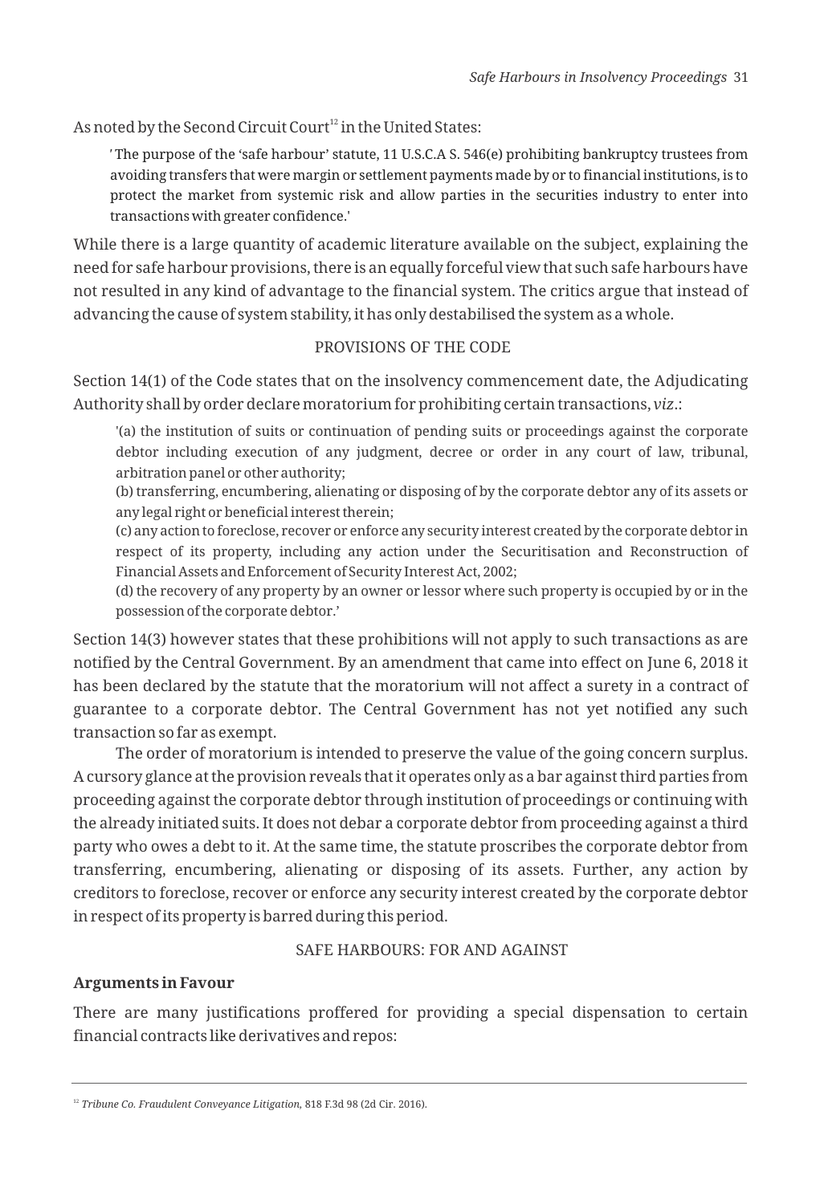As noted by the Second Circuit Court[12] in the United States:

> ' The purpose of the 'safe harbour' statute, 11 U.S.C.A S. 546(e) prohibiting bankruptcy trustees from avoiding transfers that were margin or settlement payments made by or to financial institutions, is to protect the market from systemic risk and allow parties in the securities industry to enter into transactions with greater confidence.'

While there is a large quantity of academic literature available on the subject, explaining the need for safe harbour provisions, there is an equally forceful view that such safe harbours have not resulted in any kind of advantage to the financial system. The critics argue that instead of advancing the cause of system stability, it has only destabilised the system as a whole.

## PROVISIONS OF THE CODE

Section 14(1) of the Code states that on the insolvency commencement date, the Adjudicating Authority shall by order declare moratorium for prohibiting certain transactions, *viz*.:

> '(a) the institution of suits or continuation of pending suits or proceedings against the corporate debtor including execution of any judgment, decree or order in any court of law, tribunal, arbitration panel or other authority;
> (b) transferring, encumbering, alienating or disposing of by the corporate debtor any of its assets or any legal right or beneficial interest therein;
> (c) any action to foreclose, recover or enforce any security interest created by the corporate debtor in respect of its property, including any action under the Securitisation and Reconstruction of Financial Assets and Enforcement of Security Interest Act, 2002;
> (d) the recovery of any property by an owner or lessor where such property is occupied by or in the possession of the corporate debtor.'

Section 14(3) however states that these prohibitions will not apply to such transactions as are notified by the Central Government. By an amendment that came into effect on June 6, 2018 it has been declared by the statute that the moratorium will not affect a surety in a contract of guarantee to a corporate debtor. The Central Government has not yet notified any such transaction so far as exempt.

The order of moratorium is intended to preserve the value of the going concern surplus. A cursory glance at the provision reveals that it operates only as a bar against third parties from proceeding against the corporate debtor through institution of proceedings or continuing with the already initiated suits. It does not debar a corporate debtor from proceeding against a third party who owes a debt to it. At the same time, the statute proscribes the corporate debtor from transferring, encumbering, alienating or disposing of its assets. Further, any action by creditors to foreclose, recover or enforce any security interest created by the corporate debtor in respect of its property is barred during this period.

## SAFE HARBOURS: FOR AND AGAINST

### Arguments in Favour

There are many justifications proffered for providing a special dispensation to certain financial contracts like derivatives and repos:

---

[12] *Tribune Co. Fraudulent Conveyance Litigation*, 818 F.3d 98 (2d Cir. 2016).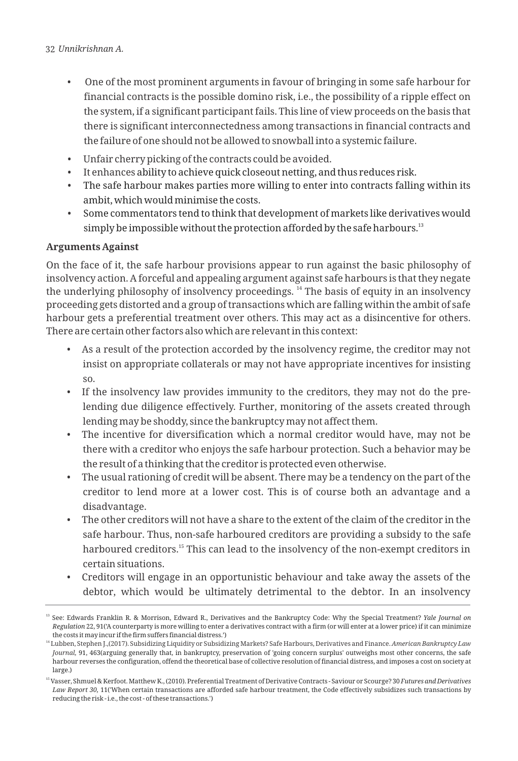- One of the most prominent arguments in favour of bringing in some safe harbour for financial contracts is the possible domino risk, i.e., the possibility of a ripple effect on the system, if a significant participant fails. This line of view proceeds on the basis that there is significant interconnectedness among transactions in financial contracts and the failure of one should not be allowed to snowball into a systemic failure.
- Unfair cherry picking of the contracts could be avoided.
- It enhances ability to achieve quick closeout netting, and thus reduces risk.
- The safe harbour makes parties more willing to enter into contracts falling within its ambit, which would minimise the costs.
- Some commentators tend to think that development of markets like derivatives would simply be impossible without the protection afforded by the safe harbours.[13]

**Arguments Against**

On the face of it, the safe harbour provisions appear to run against the basic philosophy of insolvency action. A forceful and appealing argument against safe harbours is that they negate the underlying philosophy of insolvency proceedings. [14] The basis of equity in an insolvency proceeding gets distorted and a group of transactions which are falling within the ambit of safe harbour gets a preferential treatment over others. This may act as a disincentive for others. There are certain other factors also which are relevant in this context:

- As a result of the protection accorded by the insolvency regime, the creditor may not insist on appropriate collaterals or may not have appropriate incentives for insisting so.
- If the insolvency law provides immunity to the creditors, they may not do the pre-lending due diligence effectively. Further, monitoring of the assets created through lending may be shoddy, since the bankruptcy may not affect them.
- The incentive for diversification which a normal creditor would have, may not be there with a creditor who enjoys the safe harbour protection. Such a behavior may be the result of a thinking that the creditor is protected even otherwise.
- The usual rationing of credit will be absent. There may be a tendency on the part of the creditor to lend more at a lower cost. This is of course both an advantage and a disadvantage.
- The other creditors will not have a share to the extent of the claim of the creditor in the safe harbour. Thus, non-safe harboured creditors are providing a subsidy to the safe harboured creditors.[15] This can lead to the insolvency of the non-exempt creditors in certain situations.
- Creditors will engage in an opportunistic behaviour and take away the assets of the debtor, which would be ultimately detrimental to the debtor. In an insolvency

---

[13] See: Edwards Franklin R. & Morrison, Edward R., Derivatives and the Bankruptcy Code: Why the Special Treatment? *Yale Journal on Regulation* 22, 91('A counterparty is more willing to enter a derivatives contract with a firm (or will enter at a lower price) if it can minimize the costs it may incur if the firm suffers financial distress.')

[14] Lubben, Stephen J.,(2017). Subsidizing Liquidity or Subsidizing Markets? Safe Harbours, Derivatives and Finance. *American Bankruptcy Law Journal*, 91, 463(arguing generally that, in bankruptcy, preservation of 'going concern surplus' outweighs most other concerns, the safe harbour reverses the configuration, offend the theoretical base of collective resolution of financial distress, and imposes a cost on society at large.)

[15] Vasser, Shmuel & Kerfoot. Matthew K., (2010). Preferential Treatment of Derivative Contracts - Saviour or Scourge? 30 *Futures and Derivatives Law Report 30*, 11('When certain transactions are afforded safe harbour treatment, the Code effectively subsidizes such transactions by reducing the risk - i.e., the cost - of these transactions.')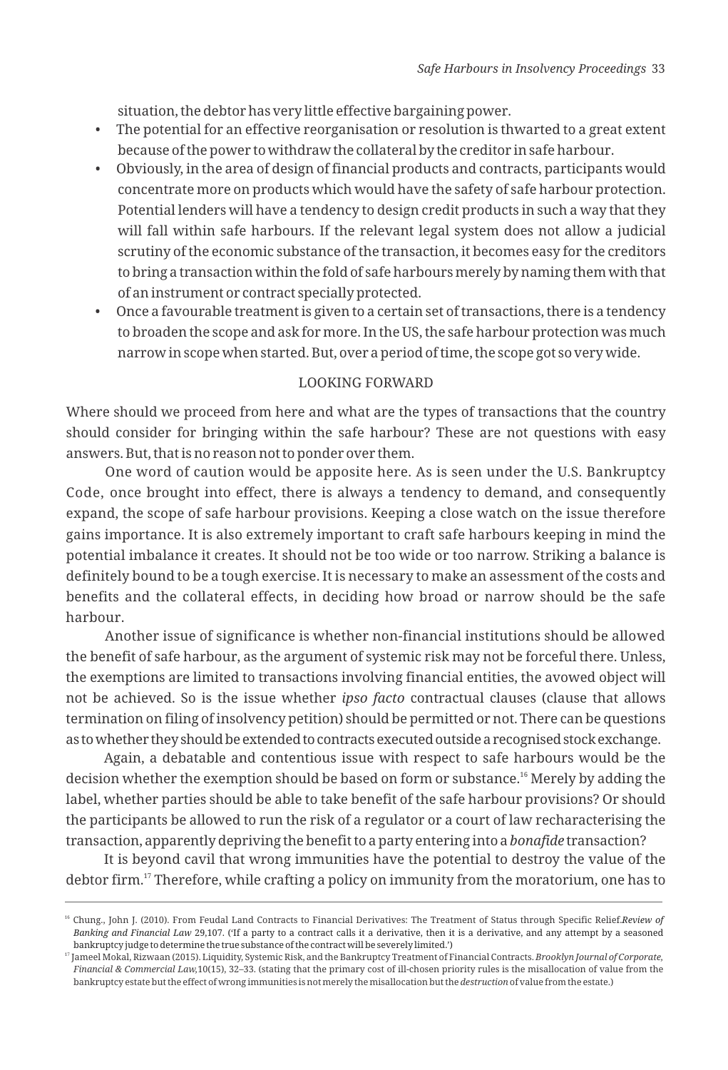situation, the debtor has very little effective bargaining power.

- The potential for an effective reorganisation or resolution is thwarted to a great extent because of the power to withdraw the collateral by the creditor in safe harbour.
- Obviously, in the area of design of financial products and contracts, participants would concentrate more on products which would have the safety of safe harbour protection. Potential lenders will have a tendency to design credit products in such a way that they will fall within safe harbours. If the relevant legal system does not allow a judicial scrutiny of the economic substance of the transaction, it becomes easy for the creditors to bring a transaction within the fold of safe harbours merely by naming them with that of an instrument or contract specially protected.
- Once a favourable treatment is given to a certain set of transactions, there is a tendency to broaden the scope and ask for more. In the US, the safe harbour protection was much narrow in scope when started. But, over a period of time, the scope got so very wide.

## LOOKING FORWARD

Where should we proceed from here and what are the types of transactions that the country should consider for bringing within the safe harbour? These are not questions with easy answers. But, that is no reason not to ponder over them.

One word of caution would be apposite here. As is seen under the U.S. Bankruptcy Code, once brought into effect, there is always a tendency to demand, and consequently expand, the scope of safe harbour provisions. Keeping a close watch on the issue therefore gains importance. It is also extremely important to craft safe harbours keeping in mind the potential imbalance it creates. It should not be too wide or too narrow. Striking a balance is definitely bound to be a tough exercise. It is necessary to make an assessment of the costs and benefits and the collateral effects, in deciding how broad or narrow should be the safe harbour.

Another issue of significance is whether non-financial institutions should be allowed the benefit of safe harbour, as the argument of systemic risk may not be forceful there. Unless, the exemptions are limited to transactions involving financial entities, the avowed object will not be achieved. So is the issue whether *ipso facto* contractual clauses (clause that allows termination on filing of insolvency petition) should be permitted or not. There can be questions as to whether they should be extended to contracts executed outside a recognised stock exchange.

Again, a debatable and contentious issue with respect to safe harbours would be the decision whether the exemption should be based on form or substance.[16] Merely by adding the label, whether parties should be able to take benefit of the safe harbour provisions? Or should the participants be allowed to run the risk of a regulator or a court of law recharacterising the transaction, apparently depriving the benefit to a party entering into a *bonafide* transaction?

It is beyond cavil that wrong immunities have the potential to destroy the value of the debtor firm.[17] Therefore, while crafting a policy on immunity from the moratorium, one has to

---

[16] Chung., John J. (2010). From Feudal Land Contracts to Financial Derivatives: The Treatment of Status through Specific Relief.*Review of Banking and Financial Law* 29,107. ('If a party to a contract calls it a derivative, then it is a derivative, and any attempt by a seasoned bankruptcy judge to determine the true substance of the contract will be severely limited.')

[17] Jameel Mokal, Rizwaan (2015). Liquidity, Systemic Risk, and the Bankruptcy Treatment of Financial Contracts. *Brooklyn Journal of Corporate, Financial & Commercial Law*,10(15), 32–33. (stating that the primary cost of ill-chosen priority rules is the misallocation of value from the bankruptcy estate but the effect of wrong immunities is not merely the misallocation but the *destruction* of value from the estate.)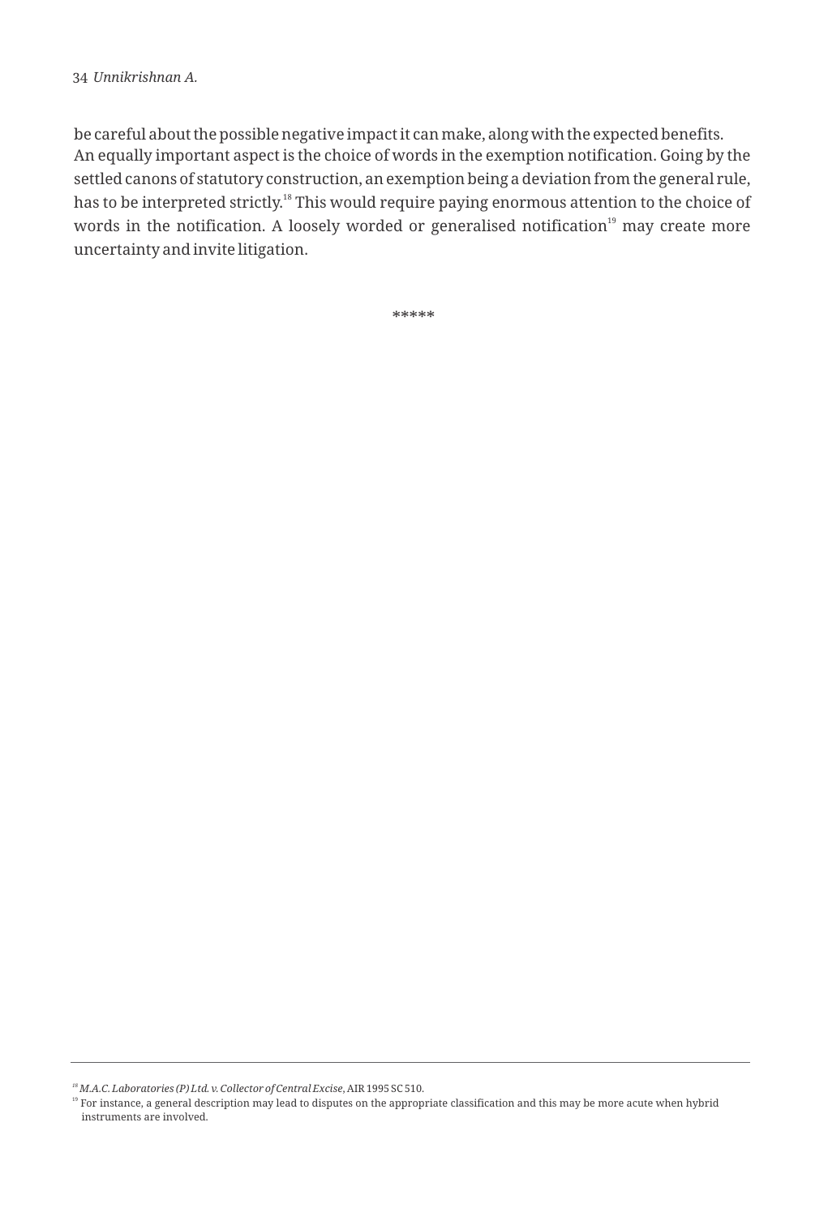be careful about the possible negative impact it can make, along with the expected benefits.

An equally important aspect is the choice of words in the exemption notification. Going by the settled canons of statutory construction, an exemption being a deviation from the general rule, has to be interpreted strictly.[18] This would require paying enormous attention to the choice of words in the notification. A loosely worded or generalised notification[19] may create more uncertainty and invite litigation.

*****

---

[18] *M.A.C. Laboratories (P) Ltd. v. Collector of Central Excise*, AIR 1995 SC 510.

[19] For instance, a general description may lead to disputes on the appropriate classification and this may be more acute when hybrid instruments are involved.